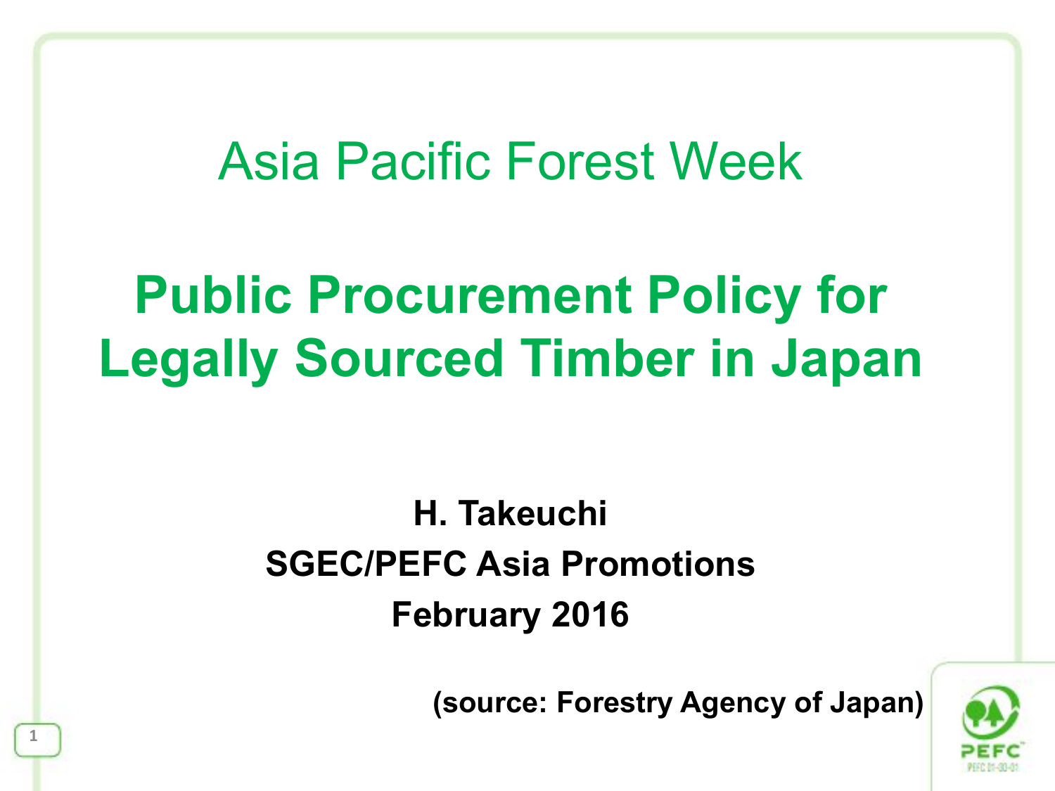Asia Pacific Forest Week

# Public Procurement Policy for Legally Sourced Timber in Japan

**H. Takeuchi**

**SGEC/PEFC Asia Promotions**

**February 2016**

**(source: Forestry Agency of Japan)**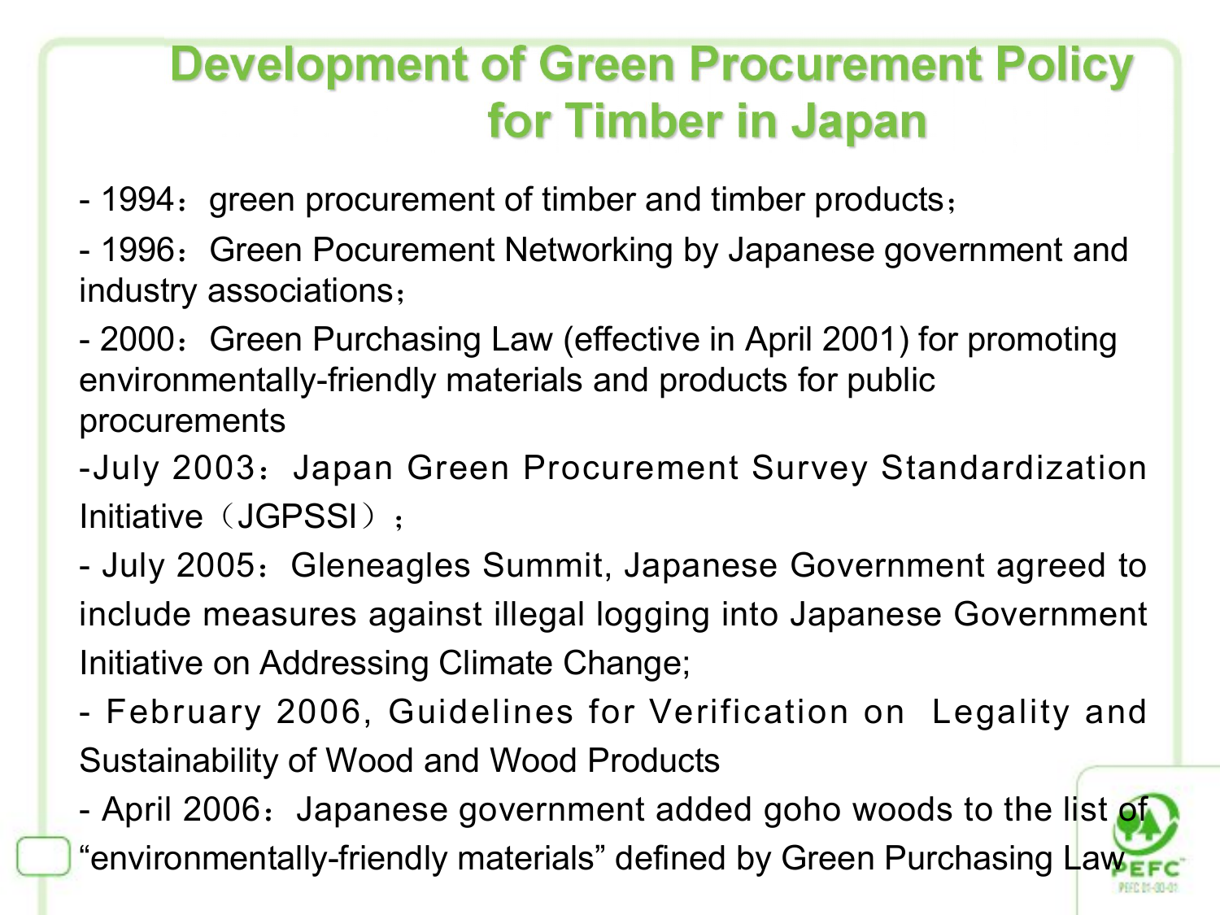# Development of Green Procurement Policy for Timber in Japan

- 1994：green procurement of timber and timber products；
- 1996：Green Pocurement Networking by Japanese government and industry associations；
- 2000：Green Purchasing Law (effective in April 2001) for promoting environmentally-friendly materials and products for public procurements
- July 2003：Japan Green Procurement Survey Standardization Initiative（JGPSSI）；
- July 2005：Gleneagles Summit, Japanese Government agreed to include measures against illegal logging into Japanese Government Initiative on Addressing Climate Change;
- February 2006, Guidelines for Verification on Legality and Sustainability of Wood and Wood Products
- April 2006：Japanese government added goho woods to the list of "environmentally-friendly materials" defined by Green Purchasing Law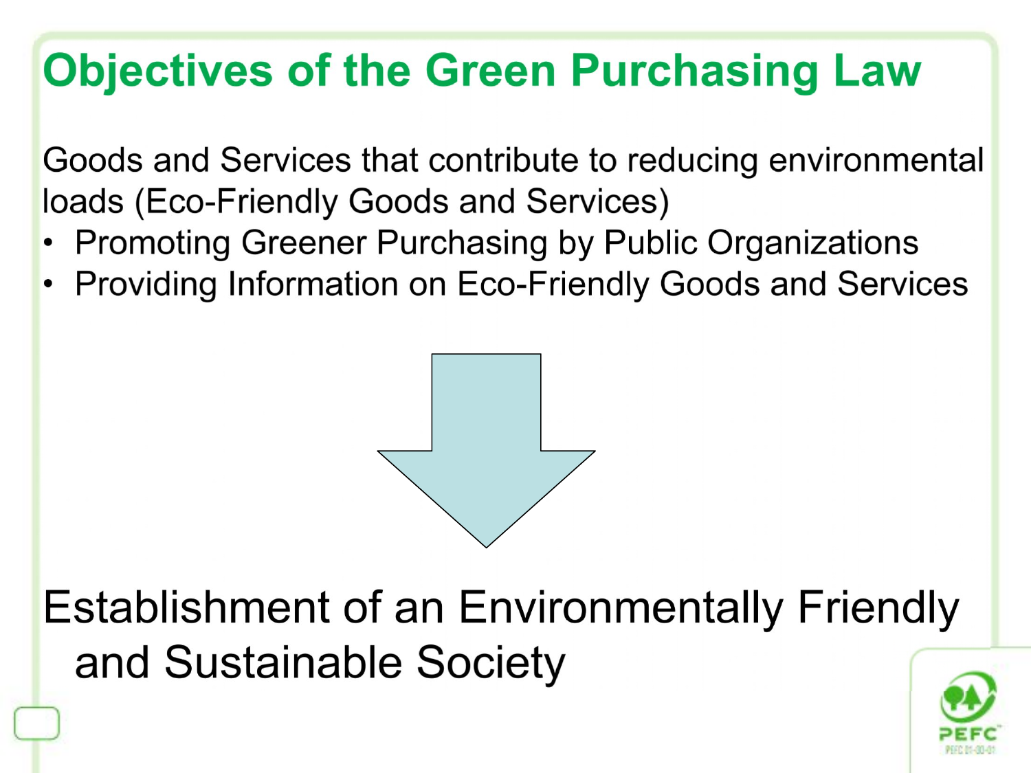# Objectives of the Green Purchasing Law

Goods and Services that contribute to reducing environmental loads (Eco-Friendly Goods and Services)

- Promoting Greener Purchasing by Public Organizations
- Providing Information on Eco-Friendly Goods and Services

Establishment of an Environmentally Friendly and Sustainable Society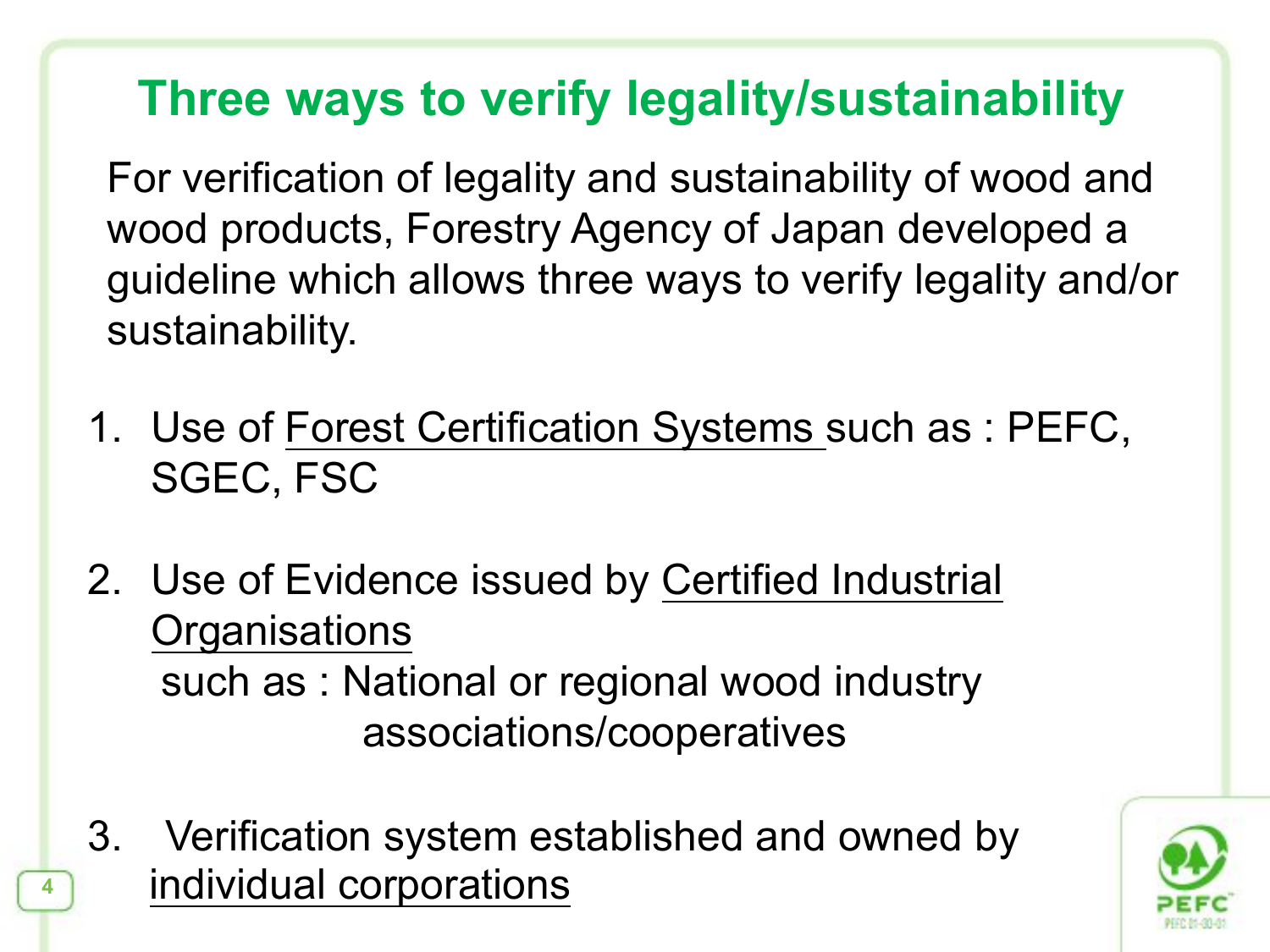# Three ways to verify legality/sustainability

For verification of legality and sustainability of wood and wood products, Forestry Agency of Japan developed a guideline which allows three ways to verify legality and/or sustainability.

1. Use of Forest Certification Systems such as : PEFC, SGEC, FSC

2. Use of Evidence issued by Certified Industrial Organisations
   such as : National or regional wood industry associations/cooperatives

3. Verification system established and owned by individual corporations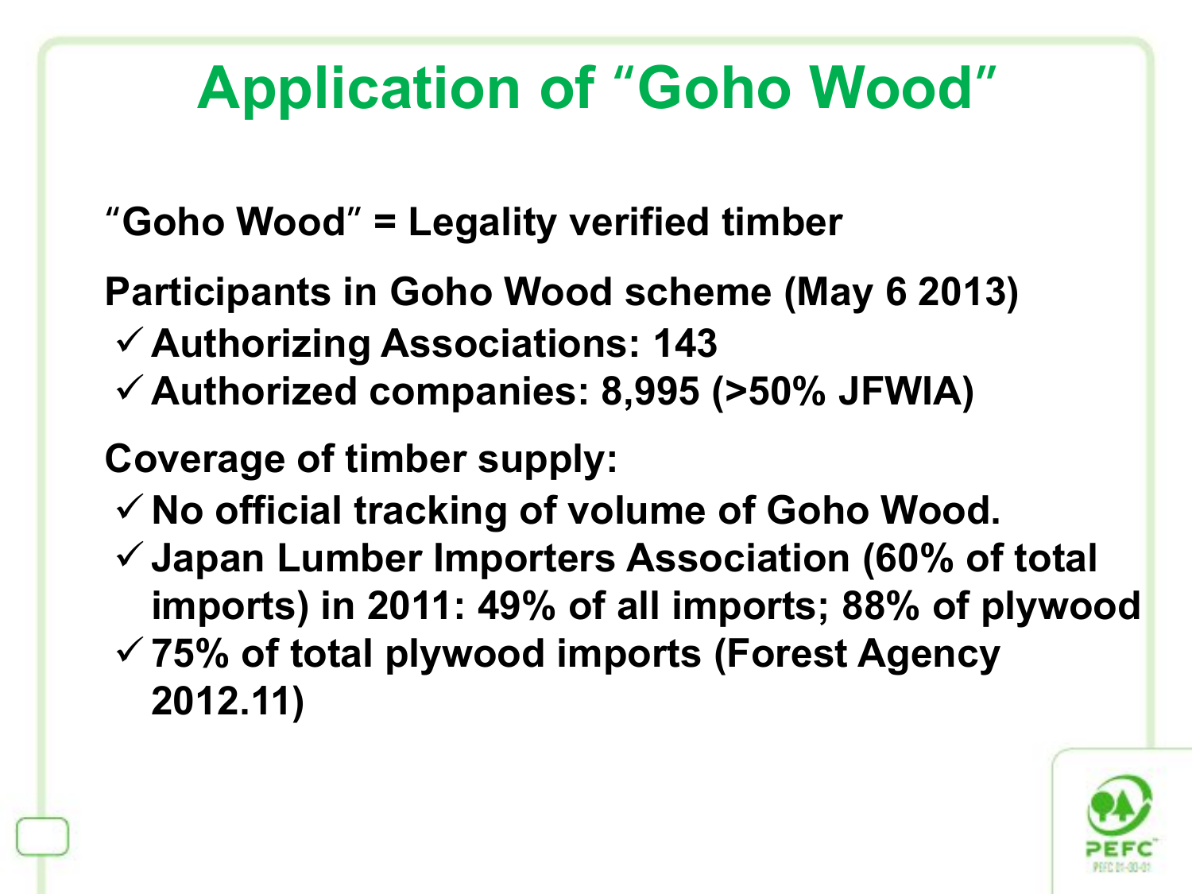# Application of "Goho Wood"

**"Goho Wood" = Legality verified timber**

**Participants in Goho Wood scheme (May 6 2013)**

- ✓ **Authorizing Associations: 143**
- ✓ **Authorized companies: 8,995 (>50% JFWIA)**

**Coverage of timber supply:**

- ✓ **No official tracking of volume of Goho Wood.**
- ✓ **Japan Lumber Importers Association (60% of total imports) in 2011: 49% of all imports; 88% of plywood**
- ✓ **75% of total plywood imports (Forest Agency 2012.11)**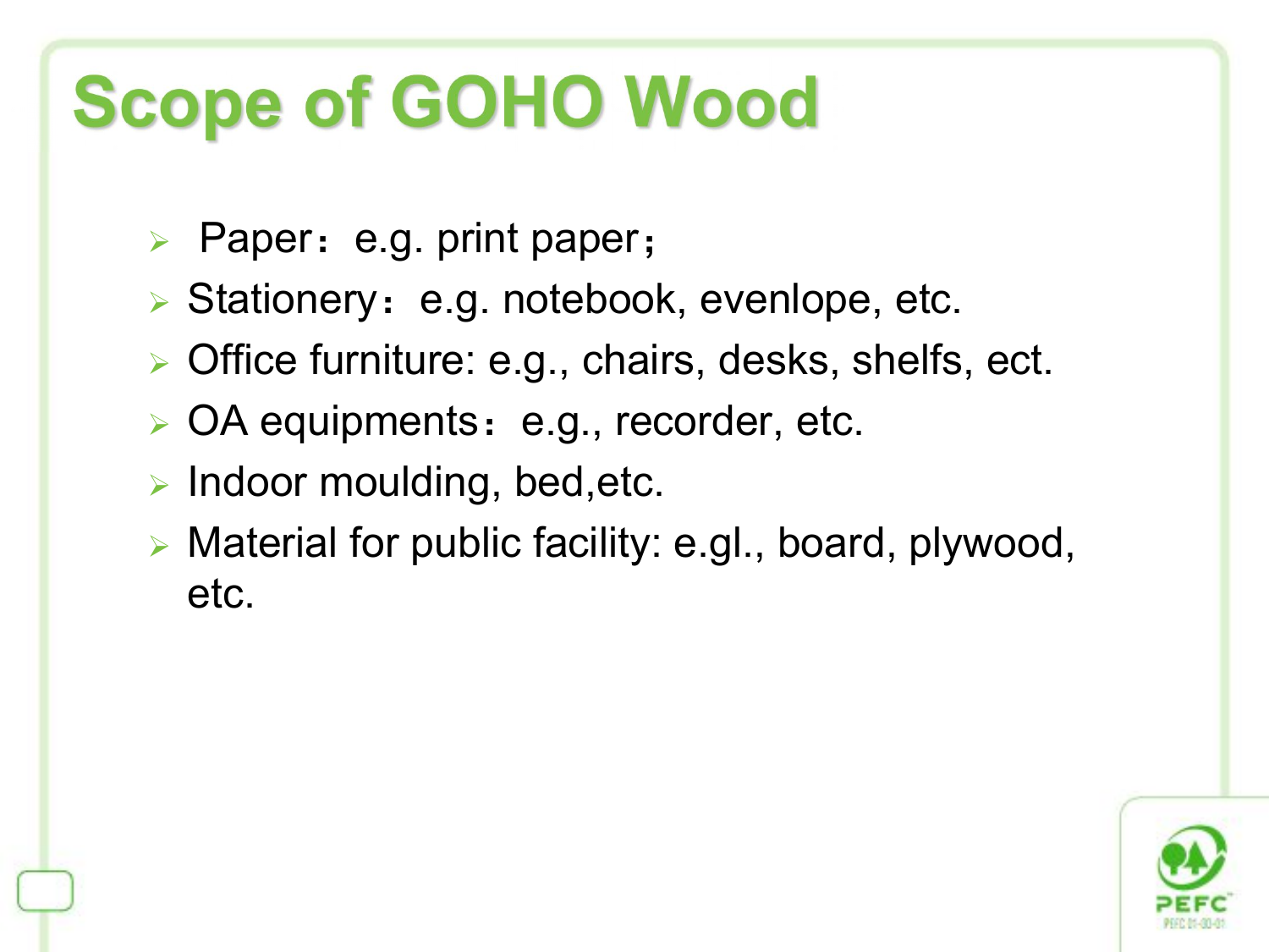# Scope of GOHO Wood

- Paper：e.g. print paper；
- Stationery：e.g. notebook, evenlope, etc.
- Office furniture: e.g., chairs, desks, shelfs, ect.
- OA equipments：e.g., recorder, etc.
- Indoor moulding, bed,etc.
- Material for public facility: e.gl., board, plywood, etc.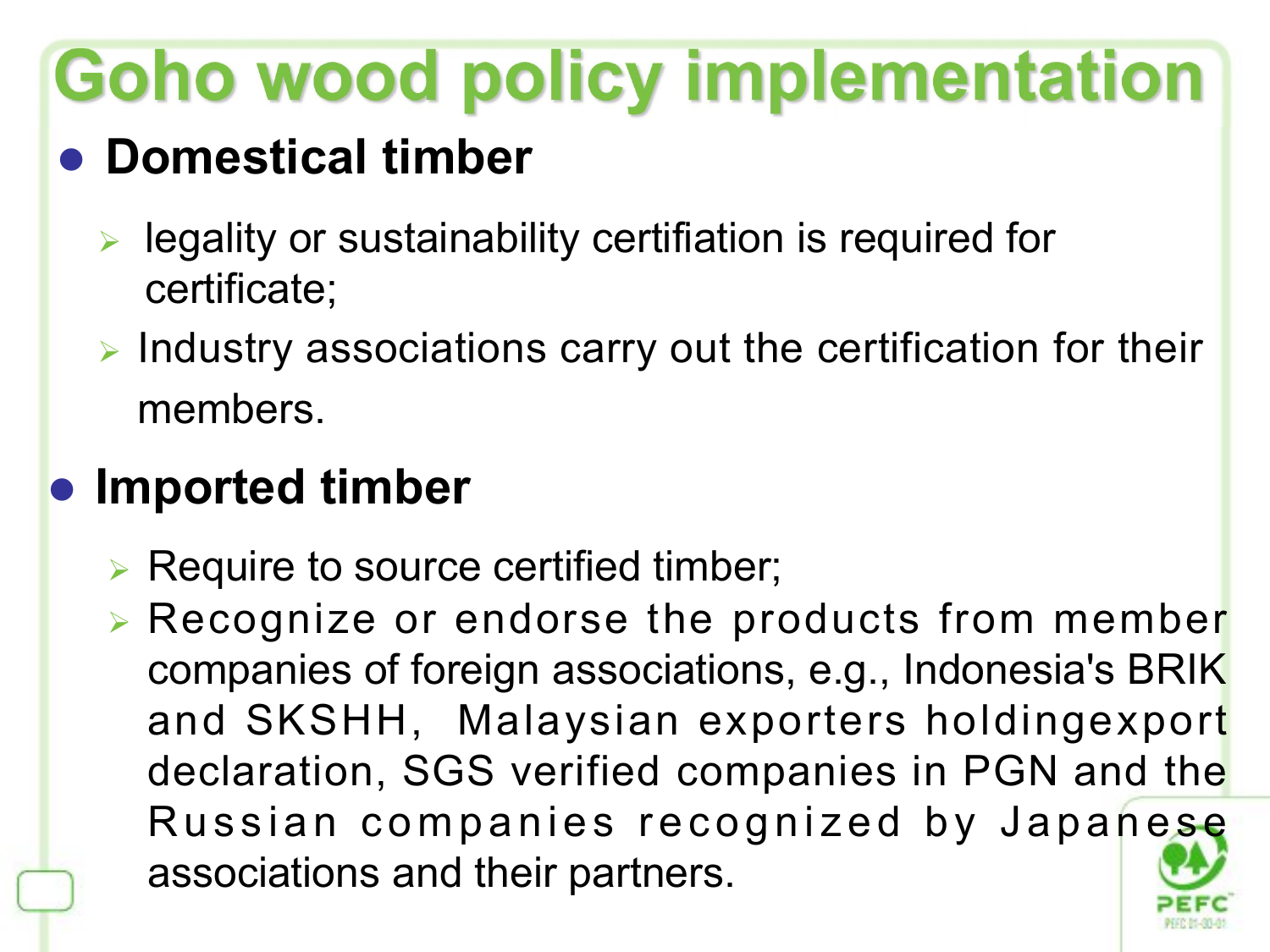# Goho wood policy implementation

- **Domestical timber**
  - legality or sustainability certifiation is required for certificate;
  - Industry associations carry out the certification for their members.

- **Imported timber**
  - Require to source certified timber;
  - Recognize or endorse the products from member companies of foreign associations, e.g., Indonesia's BRIK and SKSHH, Malaysian exporters holdingexport declaration, SGS verified companies in PGN and the Russian companies recognized by Japanese associations and their partners.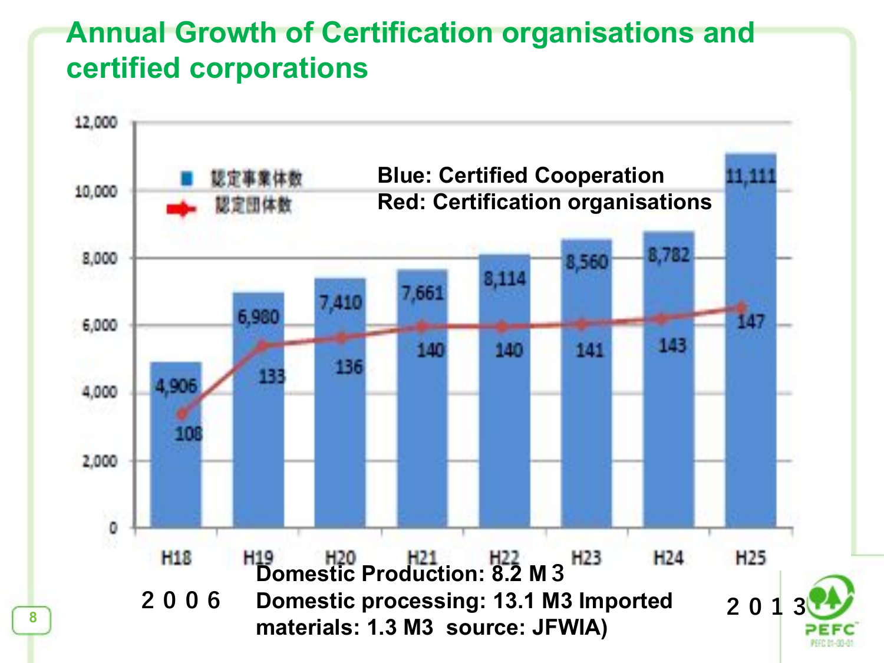# Annual Growth of Certification organisations and certified corporations

Blue: Certified Cooperation
Red: Certification organisations

| | H18 | H19 | H20 | H21 | H22 | H23 | H24 | H25 |
|---|---|---|---|---|---|---|---|---|
| 認定事業体数 | 4,906 | 6,980 | 7,410 | 7,661 | 8,114 | 8,560 | 8,782 | 11,111 |
| 認定団体数 | 108 | 133 | 136 | 140 | 140 | 141 | 143 | 147 |

２００６ — ２０１３

Domestic Production: 8.2 M３
Domestic processing: 13.1 M3 Imported materials: 1.3 M3 source: JFWIA)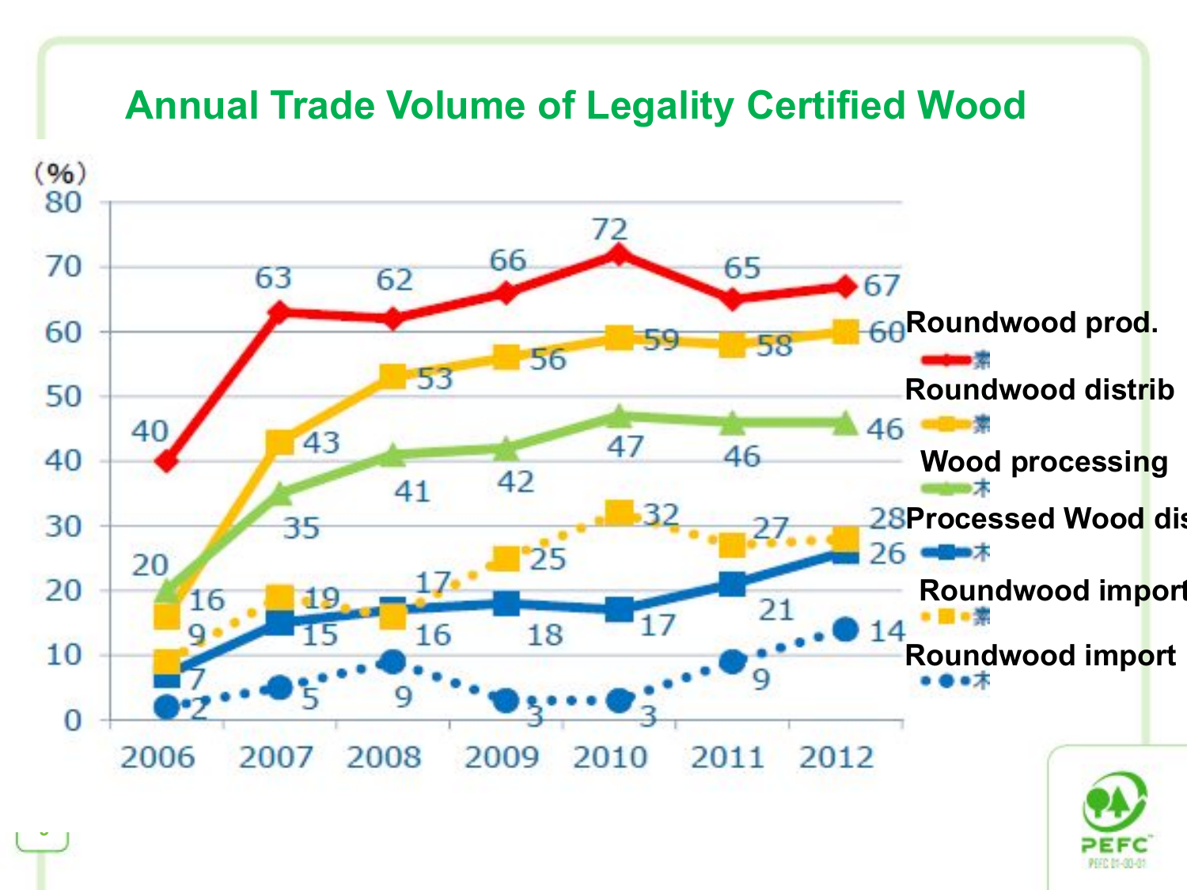# Annual Trade Volume of Legality Certified Wood

(%)

| Series | 2006 | 2007 | 2008 | 2009 | 2010 | 2011 | 2012 |
|---|---|---|---|---|---|---|---|
| Roundwood prod. | 40 | 63 | 62 | 66 | 72 | 65 | 67 |
| Roundwood distrib | 16 | 43 | 53 | 56 | 59 | 58 | 60 |
| Wood processing | 20 | 35 | 41 | 42 | 47 | 46 | 46 |
| Processed Wood dis | 7 | 15 | 17 | 18 | 17 | 21 | 26 |
| Roundwood import | 9 | 19 | 16 | 25 | 32 | 27 | 28 |
| Roundwood import | 2 | 5 | 9 | 3 | 3 | 9 | 14 |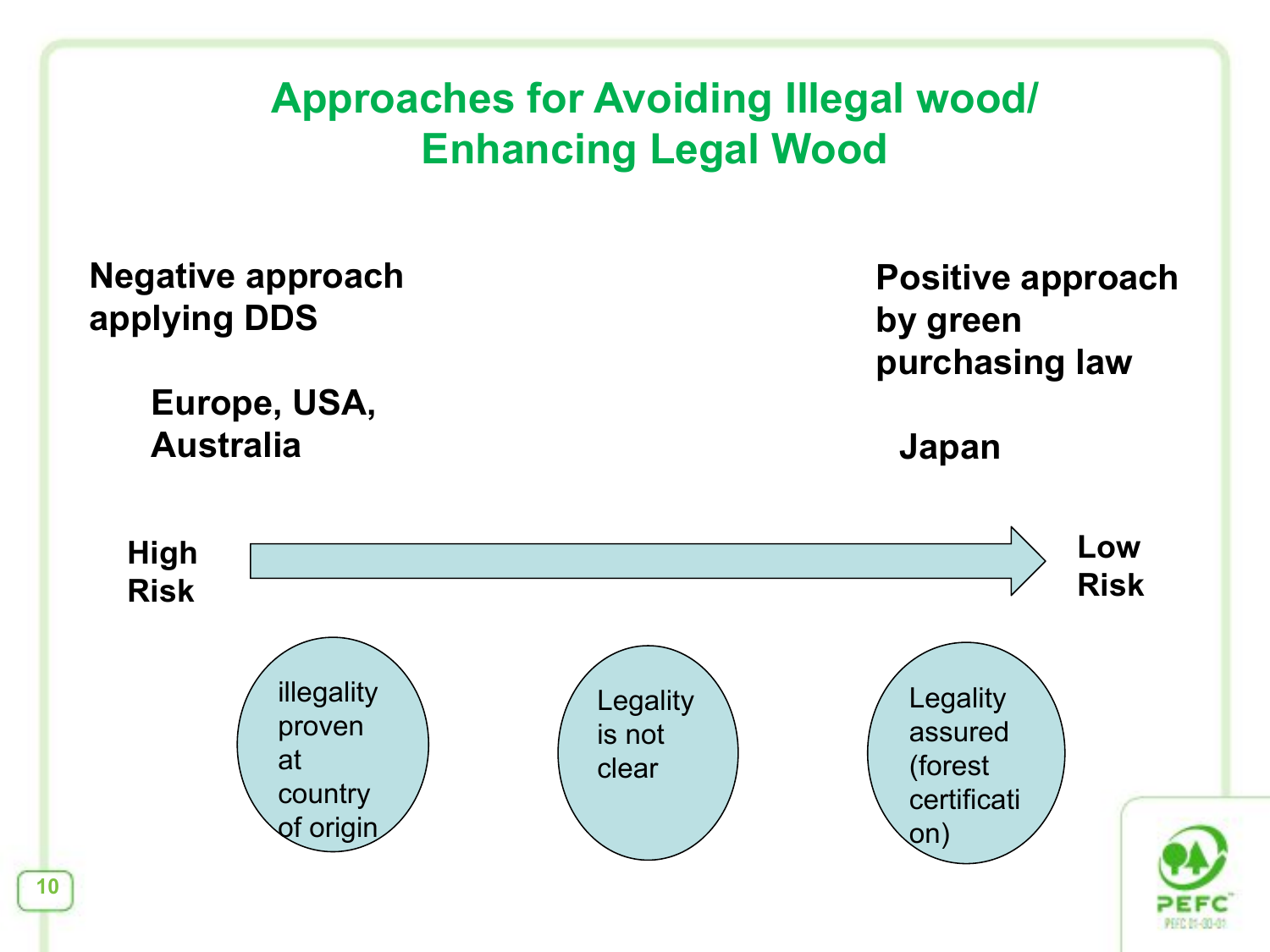# Approaches for Avoiding Illegal wood/ Enhancing Legal Wood

**Negative approach applying DDS**

**Europe, USA, Australia**

**Positive approach by green purchasing law**

**Japan**

**High Risk** → **Low Risk**

- illegality proven at country of origin
- Legality is not clear
- Legality assured (forest certification)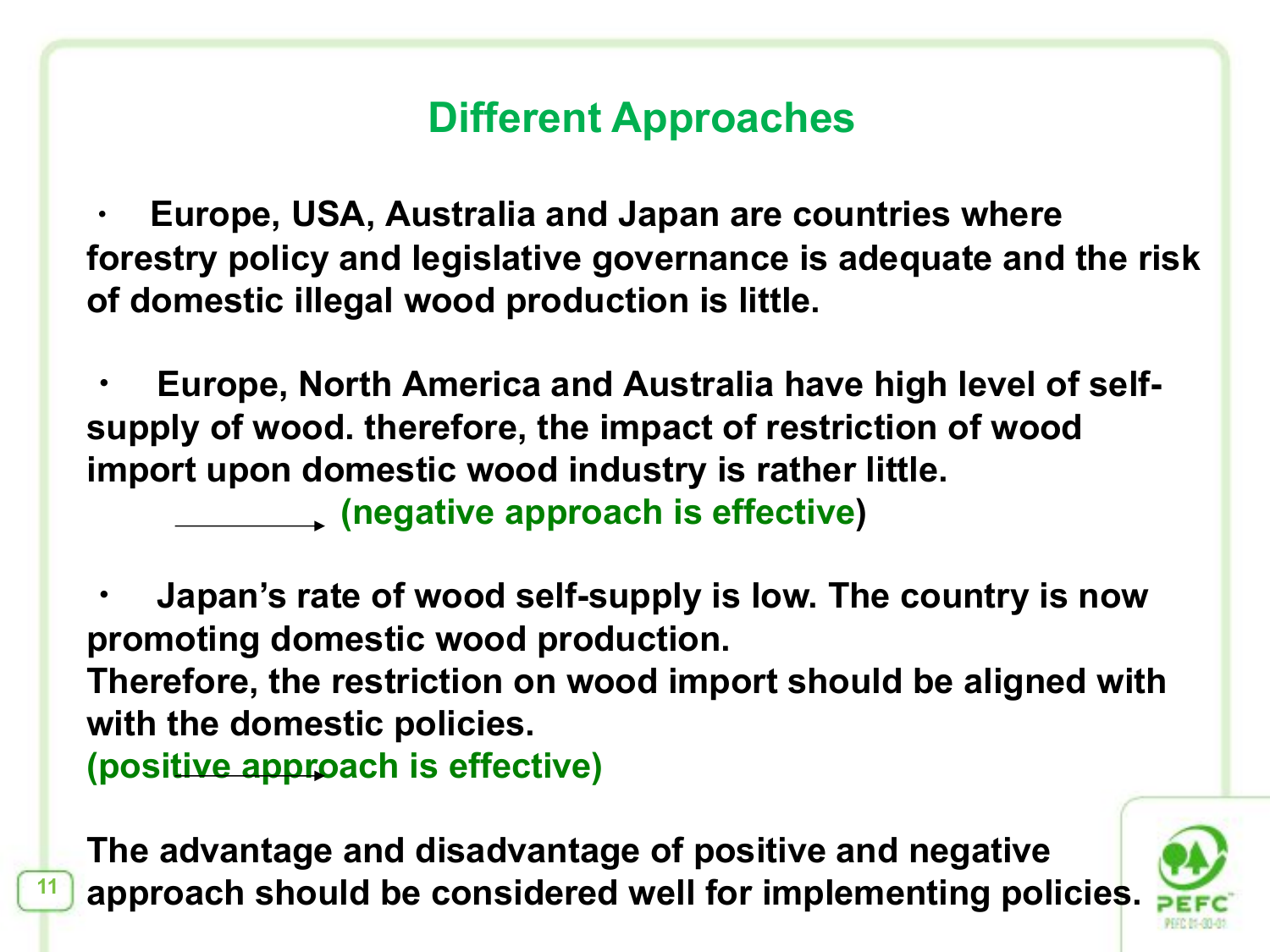# Different Approaches

- Europe, USA, Australia and Japan are countries where forestry policy and legislative governance is adequate and the risk of domestic illegal wood production is little.

- Europe, North America and Australia have high level of self-supply of wood. therefore, the impact of restriction of wood import upon domestic wood industry is rather little.
  → (negative approach is effective)

- Japan's rate of wood self-supply is low. The country is now promoting domestic wood production.
  Therefore, the restriction on wood import should be aligned with with the domestic policies.
  → (positive approach is effective)

The advantage and disadvantage of positive and negative approach should be considered well for implementing policies.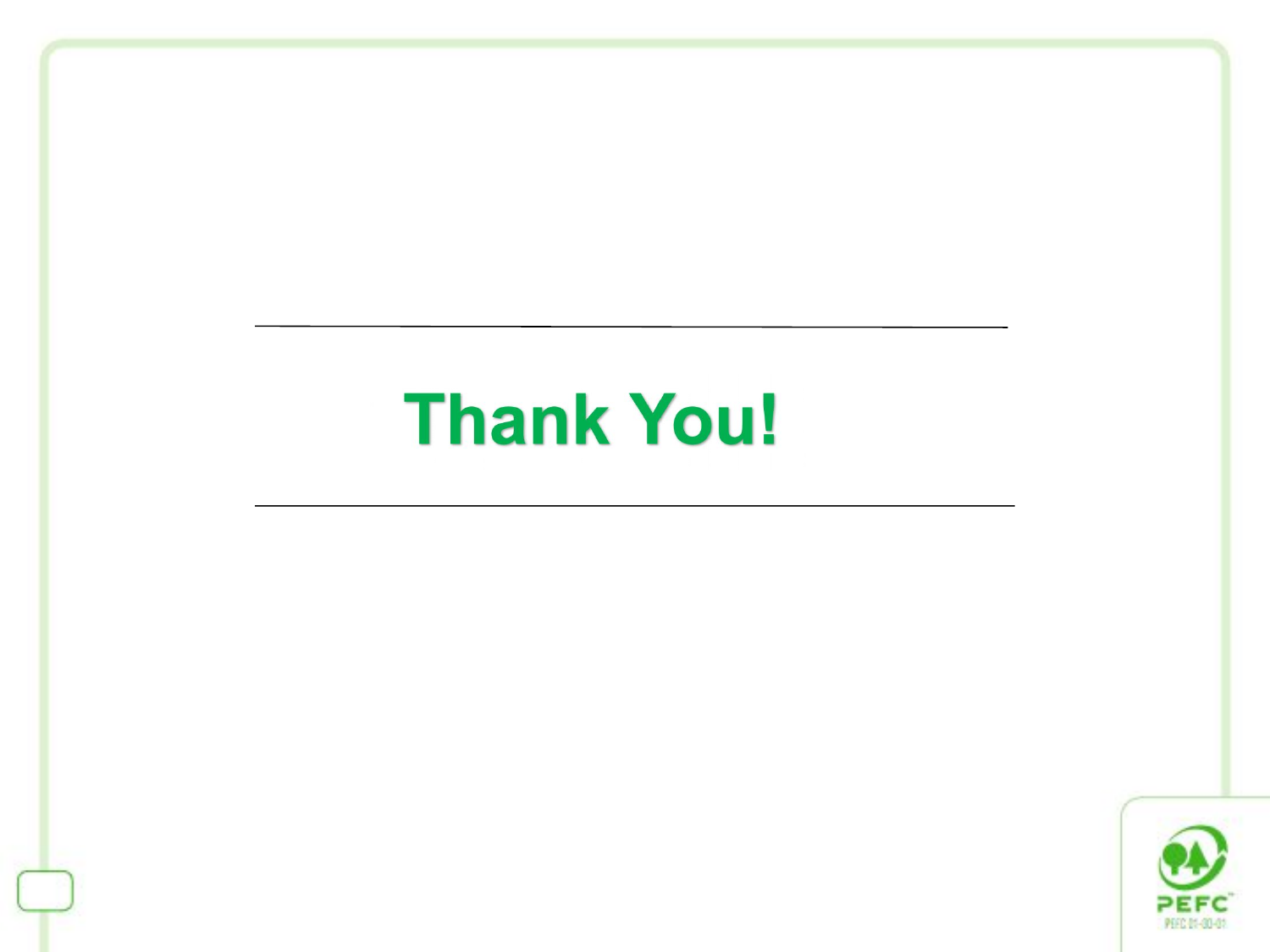# Thank You!